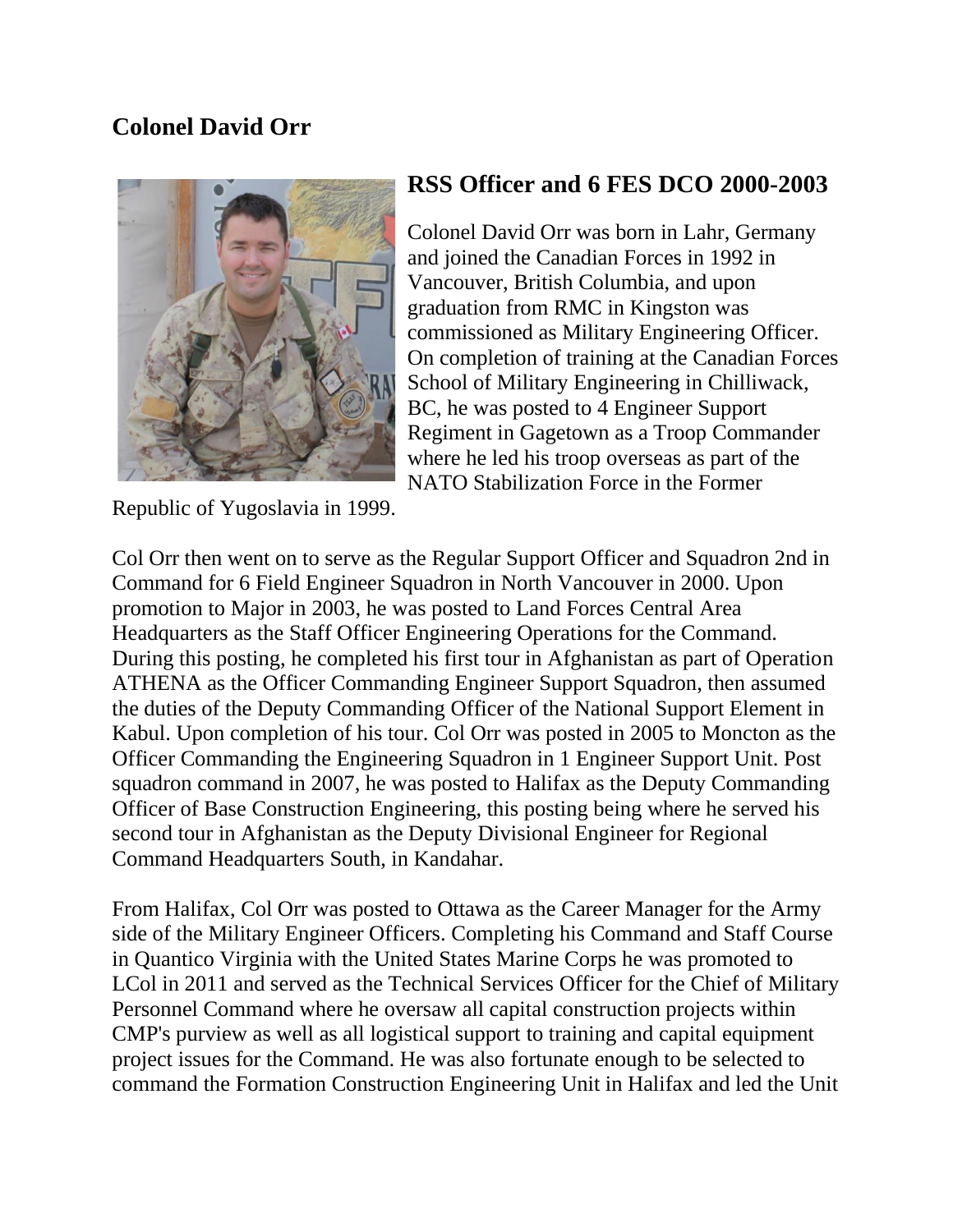# Colonel David Orr

## RSS Officer and 6 FES DCO 2000-2003

Colonel David Orr was born in Lahr, Germany and joined the Canadian Forces in 1992 in Vancouver, British Columbia, and upon graduation from RMC in Kingston was commissioned as Military Engineering Officer. On completion of training at the Canadian Forces School of Military Engineering in Chilliwack, BC, he was posted to 4 Engineer Support Regiment in Gagetown as a Troop Commander where he led his troop overseas as part of the NATO Stabilization Force in the Former Republic of Yugoslavia in 1999.

Col Orr then went on to serve as the Regular Support Officer and Squadron 2nd in Command for 6 Field Engineer Squadron in North Vancouver in 2000. Upon promotion to Major in 2003, he was posted to Land Forces Central Area Headquarters as the Staff Officer Engineering Operations for the Command. During this posting, he completed his first tour in Afghanistan as part of Operation ATHENA as the Officer Commanding Engineer Support Squadron, then assumed the duties of the Deputy Commanding Officer of the National Support Element in Kabul. Upon completion of his tour. Col Orr was posted in 2005 to Moncton as the Officer Commanding the Engineering Squadron in 1 Engineer Support Unit. Post squadron command in 2007, he was posted to Halifax as the Deputy Commanding Officer of Base Construction Engineering, this posting being where he served his second tour in Afghanistan as the Deputy Divisional Engineer for Regional Command Headquarters South, in Kandahar.

From Halifax, Col Orr was posted to Ottawa as the Career Manager for the Army side of the Military Engineer Officers. Completing his Command and Staff Course in Quantico Virginia with the United States Marine Corps he was promoted to LCol in 2011 and served as the Technical Services Officer for the Chief of Military Personnel Command where he oversaw all capital construction projects within CMP's purview as well as all logistical support to training and capital equipment project issues for the Command. He was also fortunate enough to be selected to command the Formation Construction Engineering Unit in Halifax and led the Unit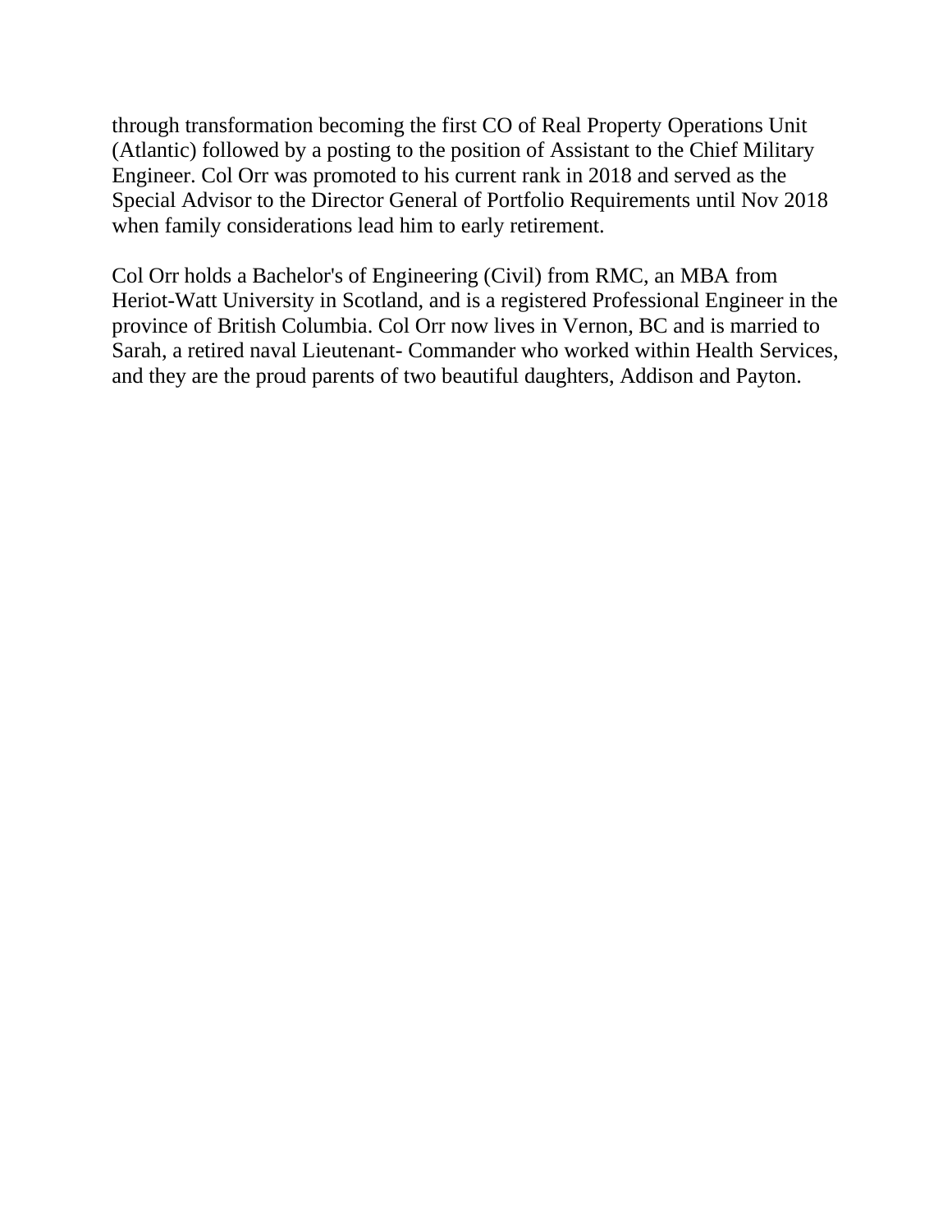through transformation becoming the first CO of Real Property Operations Unit (Atlantic) followed by a posting to the position of Assistant to the Chief Military Engineer. Col Orr was promoted to his current rank in 2018 and served as the Special Advisor to the Director General of Portfolio Requirements until Nov 2018 when family considerations lead him to early retirement.

Col Orr holds a Bachelor's of Engineering (Civil) from RMC, an MBA from Heriot-Watt University in Scotland, and is a registered Professional Engineer in the province of British Columbia. Col Orr now lives in Vernon, BC and is married to Sarah, a retired naval Lieutenant- Commander who worked within Health Services, and they are the proud parents of two beautiful daughters, Addison and Payton.